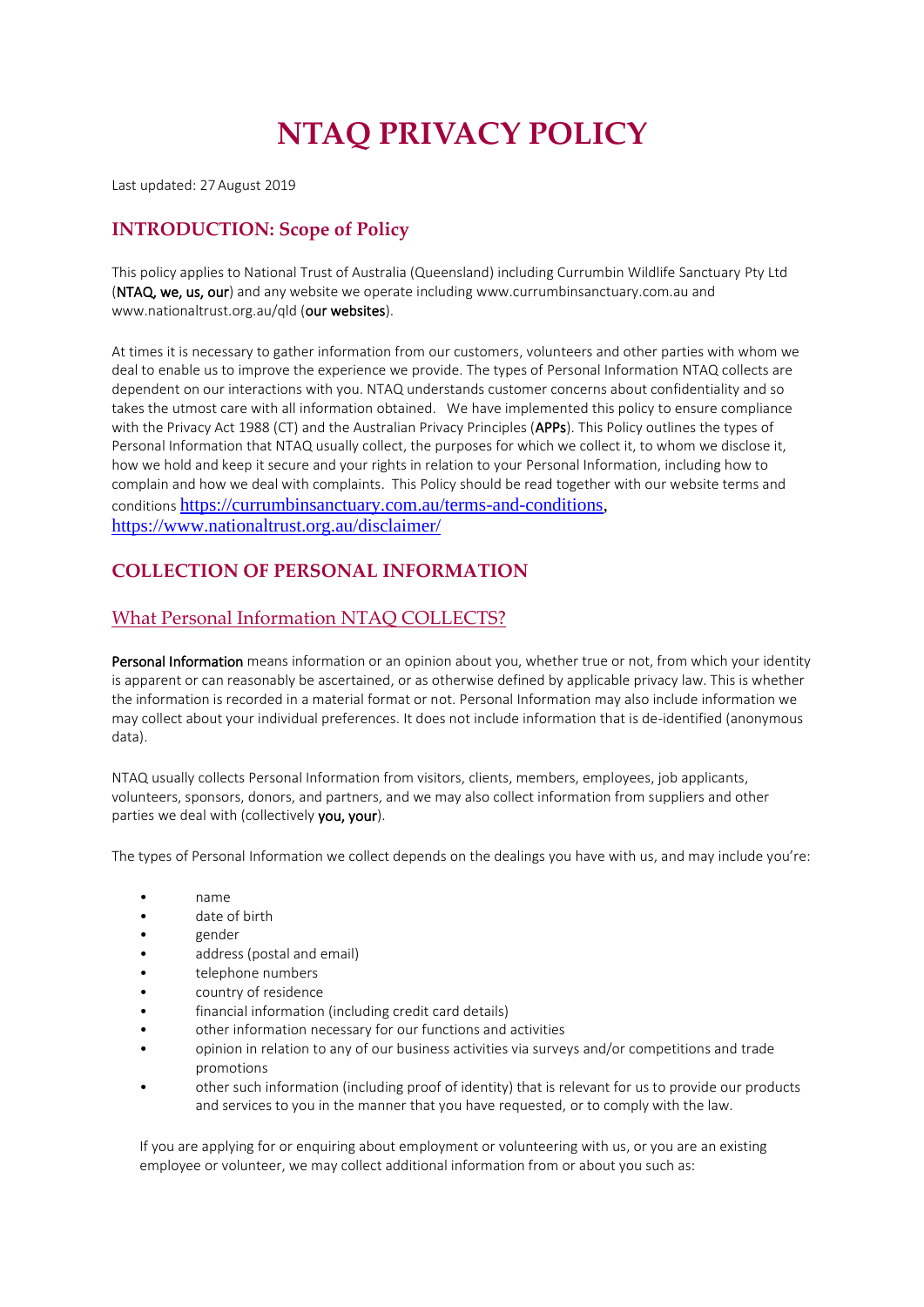# NTAQ PRIVACY POLICY

Last updated: 27 August 2019

## INTRODUCTION: Scope of Policy

This policy applies to National Trust of Australia (Queensland) including Currumbin Wildlife Sanctuary Pty Ltd (**NTAQ, we, us, our**) and any website we operate including www.currumbinsanctuary.com.au and www.nationaltrust.org.au/qld (**our websites**).

At times it is necessary to gather information from our customers, volunteers and other parties with whom we deal to enable us to improve the experience we provide. The types of Personal Information NTAQ collects are dependent on our interactions with you. NTAQ understands customer concerns about confidentiality and so takes the utmost care with all information obtained. We have implemented this policy to ensure compliance with the Privacy Act 1988 (CT) and the Australian Privacy Principles (**APPs**). This Policy outlines the types of Personal Information that NTAQ usually collect, the purposes for which we collect it, to whom we disclose it, how we hold and keep it secure and your rights in relation to your Personal Information, including how to complain and how we deal with complaints. This Policy should be read together with our website terms and conditions https://currumbinsanctuary.com.au/terms-and-conditions, https://www.nationaltrust.org.au/disclaimer/

## COLLECTION OF PERSONAL INFORMATION

### What Personal Information NTAQ COLLECTS?

**Personal Information** means information or an opinion about you, whether true or not, from which your identity is apparent or can reasonably be ascertained, or as otherwise defined by applicable privacy law. This is whether the information is recorded in a material format or not. Personal Information may also include information we may collect about your individual preferences. It does not include information that is de-identified (anonymous data).

NTAQ usually collects Personal Information from visitors, clients, members, employees, job applicants, volunteers, sponsors, donors, and partners, and we may also collect information from suppliers and other parties we deal with (collectively **you, your**).

The types of Personal Information we collect depends on the dealings you have with us, and may include you're:

- name
- date of birth
- gender
- address (postal and email)
- telephone numbers
- country of residence
- financial information (including credit card details)
- other information necessary for our functions and activities
- opinion in relation to any of our business activities via surveys and/or competitions and trade promotions
- other such information (including proof of identity) that is relevant for us to provide our products and services to you in the manner that you have requested, or to comply with the law.

If you are applying for or enquiring about employment or volunteering with us, or you are an existing employee or volunteer, we may collect additional information from or about you such as: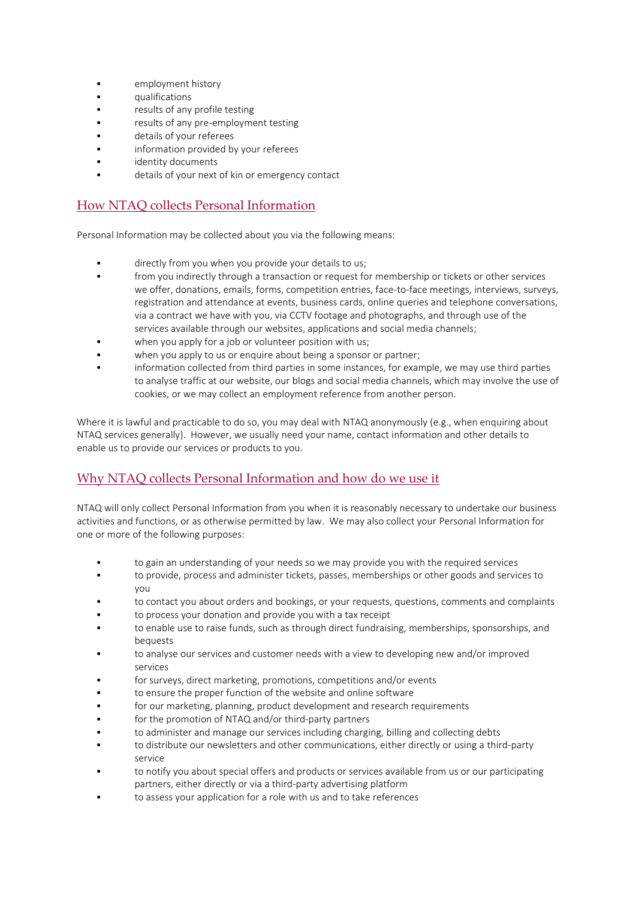- employment history
- qualifications
- results of any profile testing
- results of any pre-employment testing
- details of your referees
- information provided by your referees
- identity documents
- details of your next of kin or emergency contact

## How NTAQ collects Personal Information

Personal Information may be collected about you via the following means:

- directly from you when you provide your details to us;
- from you indirectly through a transaction or request for membership or tickets or other services we offer, donations, emails, forms, competition entries, face-to-face meetings, interviews, surveys, registration and attendance at events, business cards, online queries and telephone conversations, via a contract we have with you, via CCTV footage and photographs, and through use of the services available through our websites, applications and social media channels;
- when you apply for a job or volunteer position with us;
- when you apply to us or enquire about being a sponsor or partner;
- information collected from third parties in some instances, for example, we may use third parties to analyse traffic at our website, our blogs and social media channels, which may involve the use of cookies, or we may collect an employment reference from another person.

Where it is lawful and practicable to do so, you may deal with NTAQ anonymously (e.g., when enquiring about NTAQ services generally). However, we usually need your name, contact information and other details to enable us to provide our services or products to you.

## Why NTAQ collects Personal Information and how do we use it

NTAQ will only collect Personal Information from you when it is reasonably necessary to undertake our business activities and functions, or as otherwise permitted by law. We may also collect your Personal Information for one or more of the following purposes:

- to gain an understanding of your needs so we may provide you with the required services
- to provide, process and administer tickets, passes, memberships or other goods and services to you
- to contact you about orders and bookings, or your requests, questions, comments and complaints
- to process your donation and provide you with a tax receipt
- to enable use to raise funds, such as through direct fundraising, memberships, sponsorships, and bequests
- to analyse our services and customer needs with a view to developing new and/or improved services
- for surveys, direct marketing, promotions, competitions and/or events
- to ensure the proper function of the website and online software
- for our marketing, planning, product development and research requirements
- for the promotion of NTAQ and/or third-party partners
- to administer and manage our services including charging, billing and collecting debts
- to distribute our newsletters and other communications, either directly or using a third-party service
- to notify you about special offers and products or services available from us or our participating partners, either directly or via a third-party advertising platform
- to assess your application for a role with us and to take references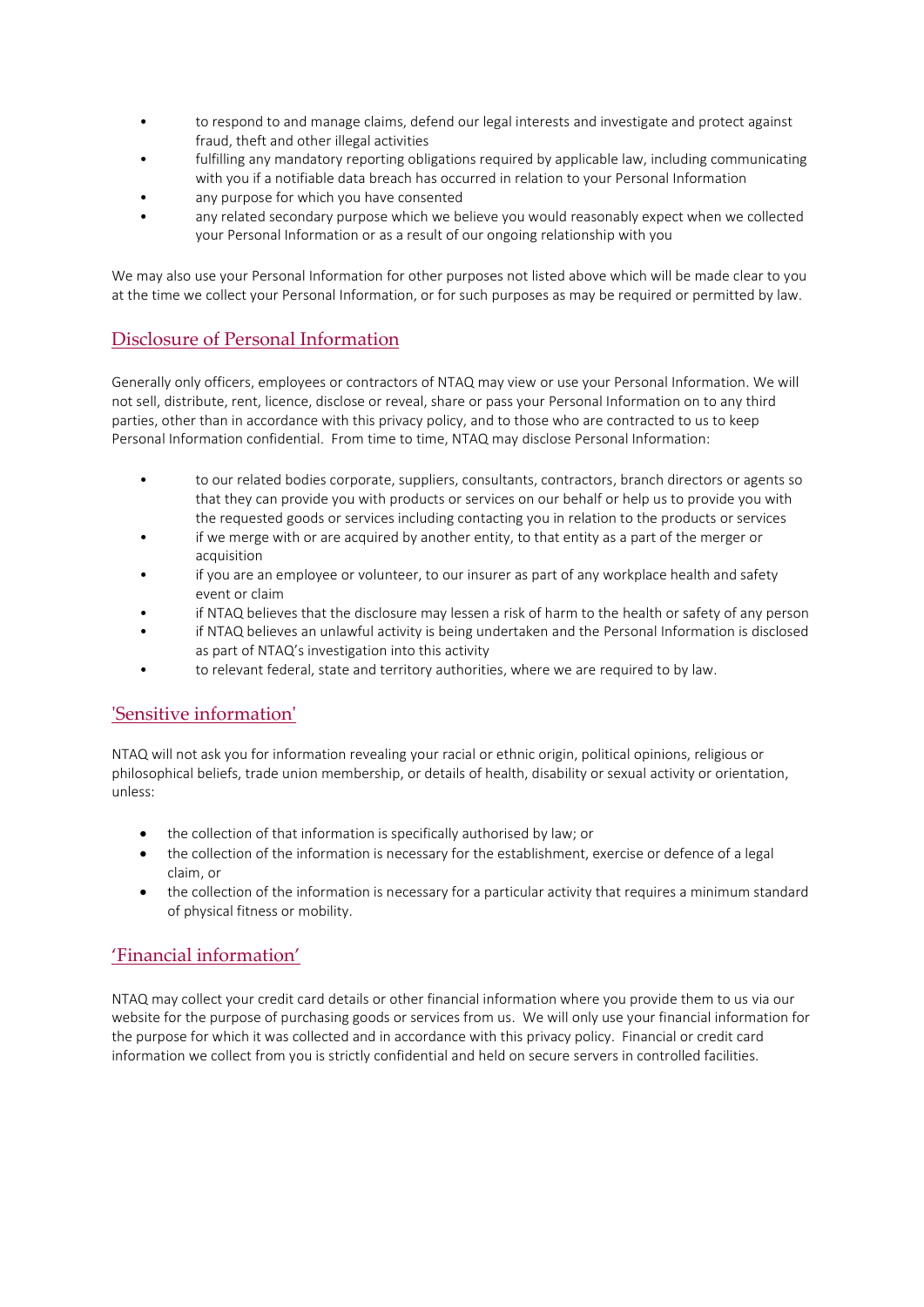- to respond to and manage claims, defend our legal interests and investigate and protect against fraud, theft and other illegal activities
- fulfilling any mandatory reporting obligations required by applicable law, including communicating with you if a notifiable data breach has occurred in relation to your Personal Information
- any purpose for which you have consented
- any related secondary purpose which we believe you would reasonably expect when we collected your Personal Information or as a result of our ongoing relationship with you

We may also use your Personal Information for other purposes not listed above which will be made clear to you at the time we collect your Personal Information, or for such purposes as may be required or permitted by law.

## Disclosure of Personal Information

Generally only officers, employees or contractors of NTAQ may view or use your Personal Information. We will not sell, distribute, rent, licence, disclose or reveal, share or pass your Personal Information on to any third parties, other than in accordance with this privacy policy, and to those who are contracted to us to keep Personal Information confidential. From time to time, NTAQ may disclose Personal Information:

- to our related bodies corporate, suppliers, consultants, contractors, branch directors or agents so that they can provide you with products or services on our behalf or help us to provide you with the requested goods or services including contacting you in relation to the products or services
- if we merge with or are acquired by another entity, to that entity as a part of the merger or acquisition
- if you are an employee or volunteer, to our insurer as part of any workplace health and safety event or claim
- if NTAQ believes that the disclosure may lessen a risk of harm to the health or safety of any person
- if NTAQ believes an unlawful activity is being undertaken and the Personal Information is disclosed as part of NTAQ's investigation into this activity
- to relevant federal, state and territory authorities, where we are required to by law.

## 'Sensitive information'

NTAQ will not ask you for information revealing your racial or ethnic origin, political opinions, religious or philosophical beliefs, trade union membership, or details of health, disability or sexual activity or orientation, unless:

- the collection of that information is specifically authorised by law; or
- the collection of the information is necessary for the establishment, exercise or defence of a legal claim, or
- the collection of the information is necessary for a particular activity that requires a minimum standard of physical fitness or mobility.

## 'Financial information'

NTAQ may collect your credit card details or other financial information where you provide them to us via our website for the purpose of purchasing goods or services from us. We will only use your financial information for the purpose for which it was collected and in accordance with this privacy policy. Financial or credit card information we collect from you is strictly confidential and held on secure servers in controlled facilities.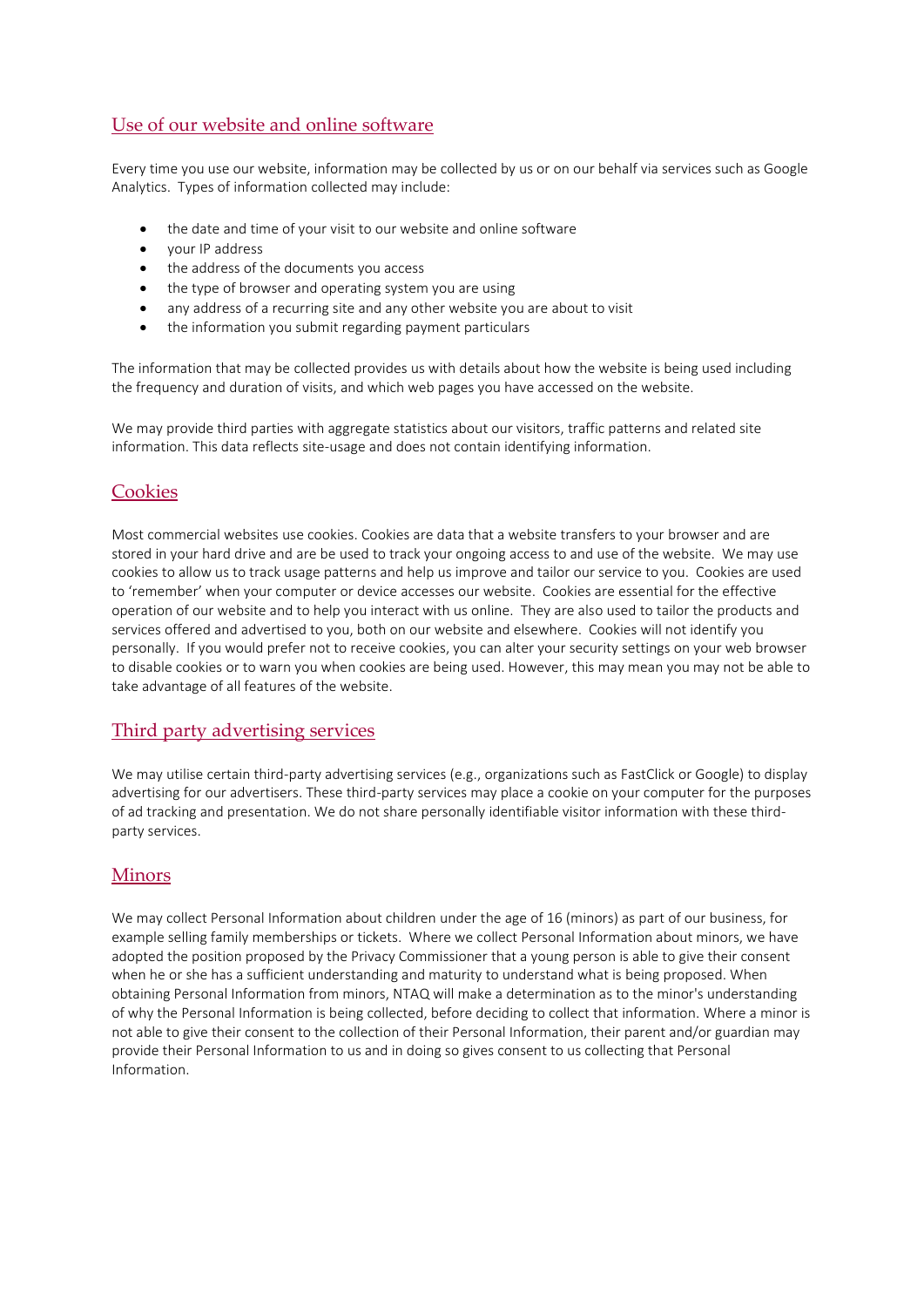## Use of our website and online software

Every time you use our website, information may be collected by us or on our behalf via services such as Google Analytics. Types of information collected may include:

- the date and time of your visit to our website and online software
- your IP address
- the address of the documents you access
- the type of browser and operating system you are using
- any address of a recurring site and any other website you are about to visit
- the information you submit regarding payment particulars

The information that may be collected provides us with details about how the website is being used including the frequency and duration of visits, and which web pages you have accessed on the website.

We may provide third parties with aggregate statistics about our visitors, traffic patterns and related site information. This data reflects site-usage and does not contain identifying information.

## Cookies

Most commercial websites use cookies. Cookies are data that a website transfers to your browser and are stored in your hard drive and are be used to track your ongoing access to and use of the website. We may use cookies to allow us to track usage patterns and help us improve and tailor our service to you. Cookies are used to 'remember' when your computer or device accesses our website. Cookies are essential for the effective operation of our website and to help you interact with us online. They are also used to tailor the products and services offered and advertised to you, both on our website and elsewhere. Cookies will not identify you personally. If you would prefer not to receive cookies, you can alter your security settings on your web browser to disable cookies or to warn you when cookies are being used. However, this may mean you may not be able to take advantage of all features of the website.

## Third party advertising services

We may utilise certain third-party advertising services (e.g., organizations such as FastClick or Google) to display advertising for our advertisers. These third-party services may place a cookie on your computer for the purposes of ad tracking and presentation. We do not share personally identifiable visitor information with these third-party services.

## Minors

We may collect Personal Information about children under the age of 16 (minors) as part of our business, for example selling family memberships or tickets. Where we collect Personal Information about minors, we have adopted the position proposed by the Privacy Commissioner that a young person is able to give their consent when he or she has a sufficient understanding and maturity to understand what is being proposed. When obtaining Personal Information from minors, NTAQ will make a determination as to the minor's understanding of why the Personal Information is being collected, before deciding to collect that information. Where a minor is not able to give their consent to the collection of their Personal Information, their parent and/or guardian may provide their Personal Information to us and in doing so gives consent to us collecting that Personal Information.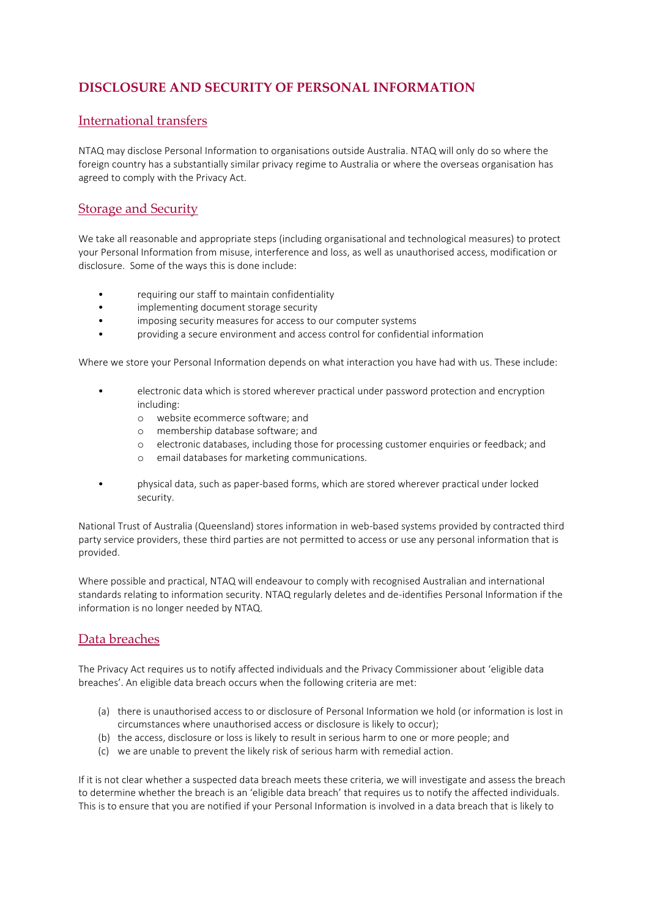## DISCLOSURE AND SECURITY OF PERSONAL INFORMATION

### International transfers

NTAQ may disclose Personal Information to organisations outside Australia. NTAQ will only do so where the foreign country has a substantially similar privacy regime to Australia or where the overseas organisation has agreed to comply with the Privacy Act.

### Storage and Security

We take all reasonable and appropriate steps (including organisational and technological measures) to protect your Personal Information from misuse, interference and loss, as well as unauthorised access, modification or disclosure. Some of the ways this is done include:

- requiring our staff to maintain confidentiality
- implementing document storage security
- imposing security measures for access to our computer systems
- providing a secure environment and access control for confidential information

Where we store your Personal Information depends on what interaction you have had with us. These include:

- electronic data which is stored wherever practical under password protection and encryption including:
  - website ecommerce software; and
  - membership database software; and
  - electronic databases, including those for processing customer enquiries or feedback; and
  - email databases for marketing communications.
- physical data, such as paper-based forms, which are stored wherever practical under locked security.

National Trust of Australia (Queensland) stores information in web-based systems provided by contracted third party service providers, these third parties are not permitted to access or use any personal information that is provided.

Where possible and practical, NTAQ will endeavour to comply with recognised Australian and international standards relating to information security. NTAQ regularly deletes and de-identifies Personal Information if the information is no longer needed by NTAQ.

### Data breaches

The Privacy Act requires us to notify affected individuals and the Privacy Commissioner about 'eligible data breaches'. An eligible data breach occurs when the following criteria are met:

(a) there is unauthorised access to or disclosure of Personal Information we hold (or information is lost in circumstances where unauthorised access or disclosure is likely to occur);
(b) the access, disclosure or loss is likely to result in serious harm to one or more people; and
(c) we are unable to prevent the likely risk of serious harm with remedial action.

If it is not clear whether a suspected data breach meets these criteria, we will investigate and assess the breach to determine whether the breach is an 'eligible data breach' that requires us to notify the affected individuals. This is to ensure that you are notified if your Personal Information is involved in a data breach that is likely to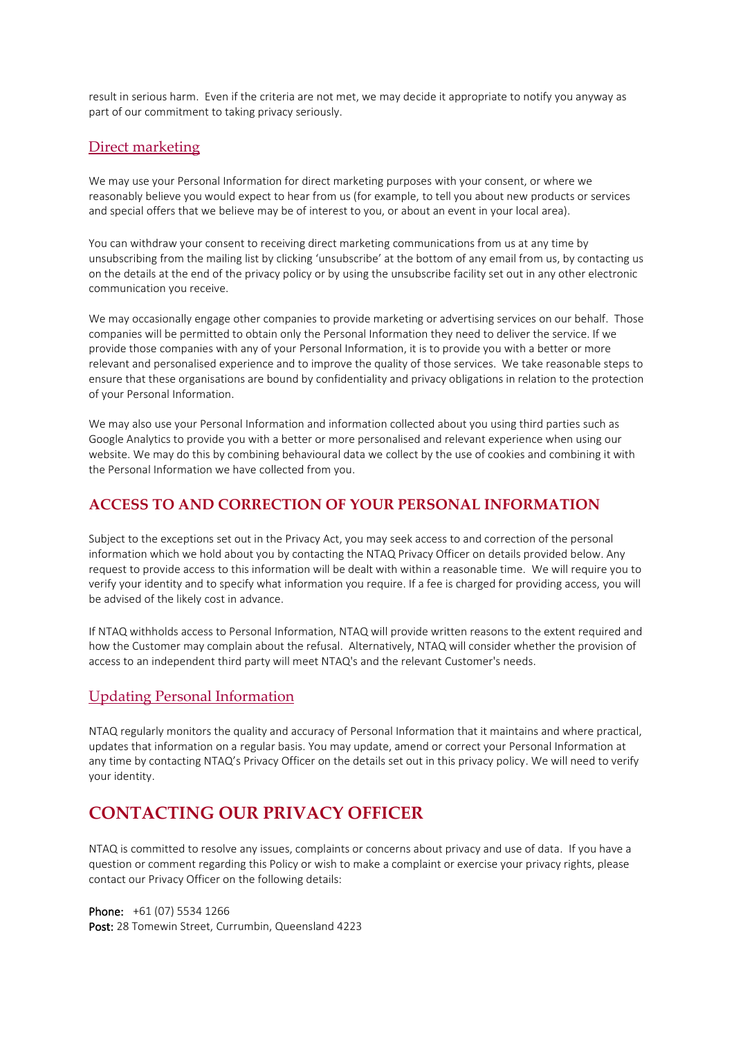result in serious harm.  Even if the criteria are not met, we may decide it appropriate to notify you anyway as part of our commitment to taking privacy seriously.

### Direct marketing

We may use your Personal Information for direct marketing purposes with your consent, or where we reasonably believe you would expect to hear from us (for example, to tell you about new products or services and special offers that we believe may be of interest to you, or about an event in your local area).

You can withdraw your consent to receiving direct marketing communications from us at any time by unsubscribing from the mailing list by clicking 'unsubscribe' at the bottom of any email from us, by contacting us on the details at the end of the privacy policy or by using the unsubscribe facility set out in any other electronic communication you receive.

We may occasionally engage other companies to provide marketing or advertising services on our behalf.  Those companies will be permitted to obtain only the Personal Information they need to deliver the service. If we provide those companies with any of your Personal Information, it is to provide you with a better or more relevant and personalised experience and to improve the quality of those services.  We take reasonable steps to ensure that these organisations are bound by confidentiality and privacy obligations in relation to the protection of your Personal Information.

We may also use your Personal Information and information collected about you using third parties such as Google Analytics to provide you with a better or more personalised and relevant experience when using our website. We may do this by combining behavioural data we collect by the use of cookies and combining it with the Personal Information we have collected from you.

## ACCESS TO AND CORRECTION OF YOUR PERSONAL INFORMATION

Subject to the exceptions set out in the Privacy Act, you may seek access to and correction of the personal information which we hold about you by contacting the NTAQ Privacy Officer on details provided below. Any request to provide access to this information will be dealt with within a reasonable time.  We will require you to verify your identity and to specify what information you require. If a fee is charged for providing access, you will be advised of the likely cost in advance.

If NTAQ withholds access to Personal Information, NTAQ will provide written reasons to the extent required and how the Customer may complain about the refusal.  Alternatively, NTAQ will consider whether the provision of access to an independent third party will meet NTAQ's and the relevant Customer's needs.

### Updating Personal Information

NTAQ regularly monitors the quality and accuracy of Personal Information that it maintains and where practical, updates that information on a regular basis. You may update, amend or correct your Personal Information at any time by contacting NTAQ's Privacy Officer on the details set out in this privacy policy. We will need to verify your identity.

# CONTACTING OUR PRIVACY OFFICER

NTAQ is committed to resolve any issues, complaints or concerns about privacy and use of data.  If you have a question or comment regarding this Policy or wish to make a complaint or exercise your privacy rights, please contact our Privacy Officer on the following details:

**Phone:** +61 (07) 5534 1266
**Post:** 28 Tomewin Street, Currumbin, Queensland 4223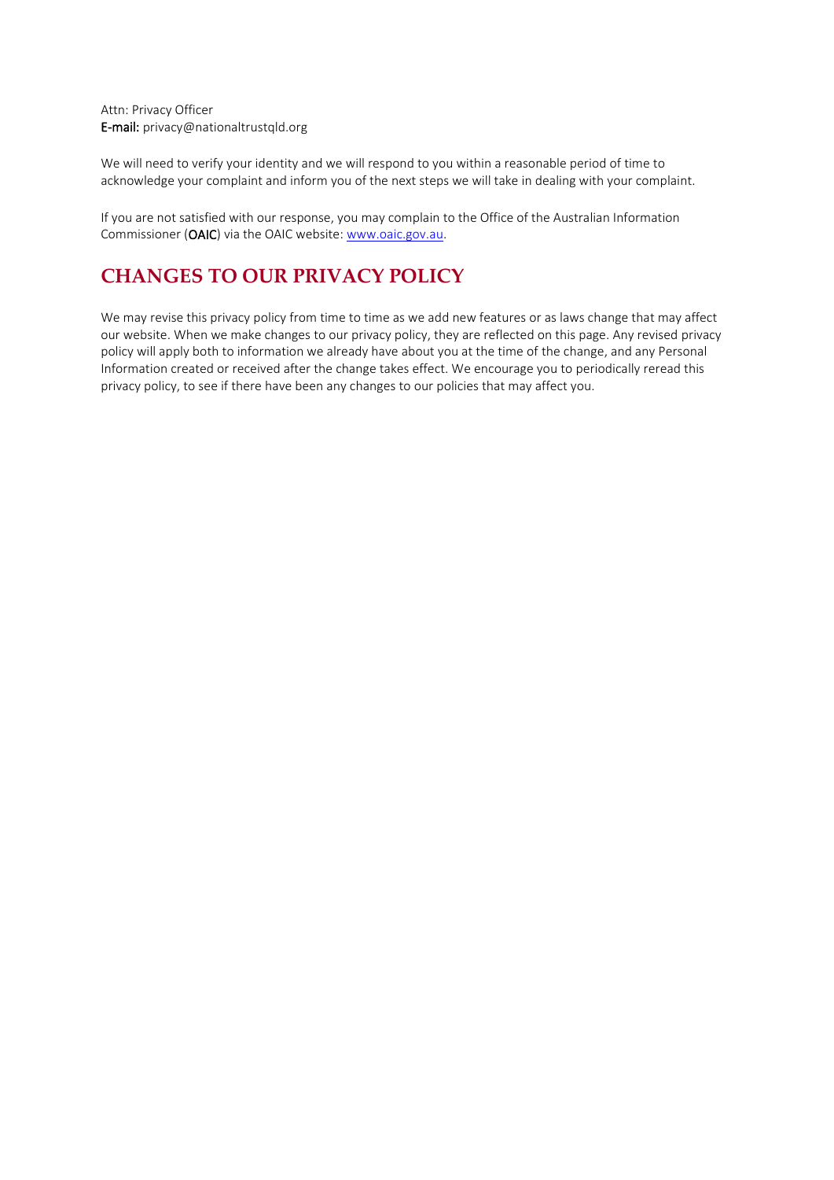Attn: Privacy Officer  
**E-mail:** privacy@nationaltrustqld.org

We will need to verify your identity and we will respond to you within a reasonable period of time to acknowledge your complaint and inform you of the next steps we will take in dealing with your complaint.

If you are not satisfied with our response, you may complain to the Office of the Australian Information Commissioner (**OAIC**) via the OAIC website: [www.oaic.gov.au](http://www.oaic.gov.au).

## CHANGES TO OUR PRIVACY POLICY

We may revise this privacy policy from time to time as we add new features or as laws change that may affect our website. When we make changes to our privacy policy, they are reflected on this page. Any revised privacy policy will apply both to information we already have about you at the time of the change, and any Personal Information created or received after the change takes effect. We encourage you to periodically reread this privacy policy, to see if there have been any changes to our policies that may affect you.